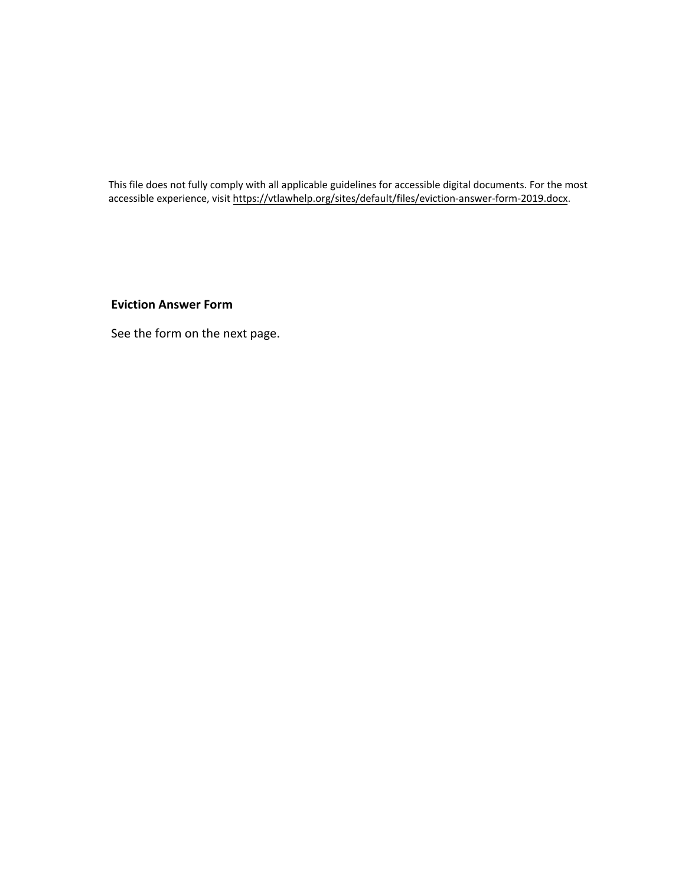This file does not fully comply with all applicable guidelines for accessible digital documents. For the most accessible experience, visit https://vtlawhelp.org/sites/default/files/eviction-answer-form-2019.docx.

**Eviction Answer Form**

See the form on the next page.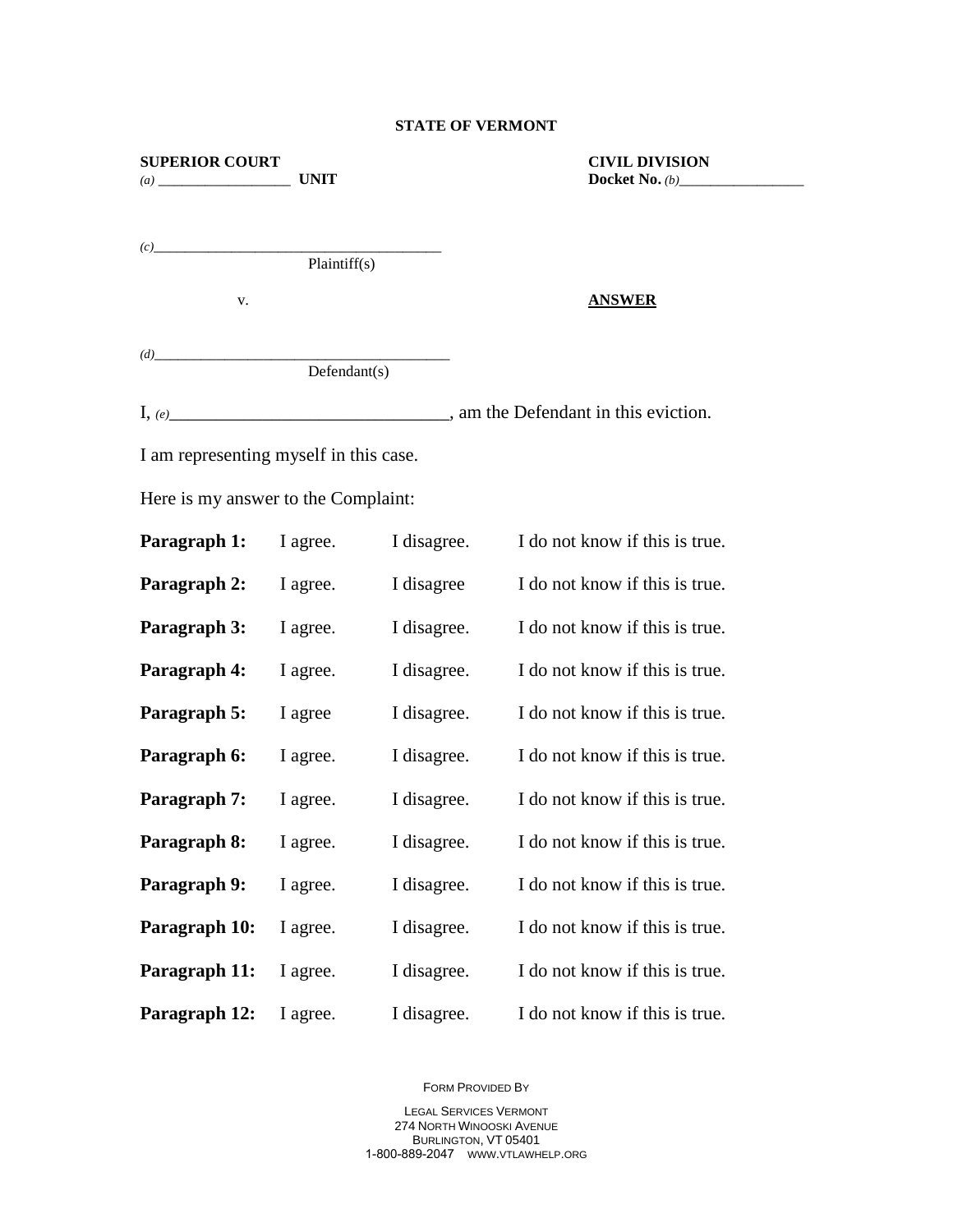**STATE OF VERMONT**

| **SUPERIOR COURT** | **CIVIL DIVISION** |
|---|---|
| *(a)* __________________ **UNIT** | **Docket No.** *(b)*_________________ |

*(c)*_______________________________________
Plaintiff(s)

v. **ANSWER**

*(d)*_______________________________________
Defendant(s)

I, *(e)*________________________________, am the Defendant in this eviction.

I am representing myself in this case.

Here is my answer to the Complaint:

| | | | |
|---|---|---|---|
| **Paragraph 1:** | I agree. | I disagree. | I do not know if this is true. |
| **Paragraph 2:** | I agree. | I disagree | I do not know if this is true. |
| **Paragraph 3:** | I agree. | I disagree. | I do not know if this is true. |
| **Paragraph 4:** | I agree. | I disagree. | I do not know if this is true. |
| **Paragraph 5:** | I agree | I disagree. | I do not know if this is true. |
| **Paragraph 6:** | I agree. | I disagree. | I do not know if this is true. |
| **Paragraph 7:** | I agree. | I disagree. | I do not know if this is true. |
| **Paragraph 8:** | I agree. | I disagree. | I do not know if this is true. |
| **Paragraph 9:** | I agree. | I disagree. | I do not know if this is true. |
| **Paragraph 10:** | I agree. | I disagree. | I do not know if this is true. |
| **Paragraph 11:** | I agree. | I disagree. | I do not know if this is true. |
| **Paragraph 12:** | I agree. | I disagree. | I do not know if this is true. |

FORM PROVIDED BY

LEGAL SERVICES VERMONT
274 NORTH WINOOSKI AVENUE
BURLINGTON, VT 05401
1-800-889-2047 WWW.VTLAWHELP.ORG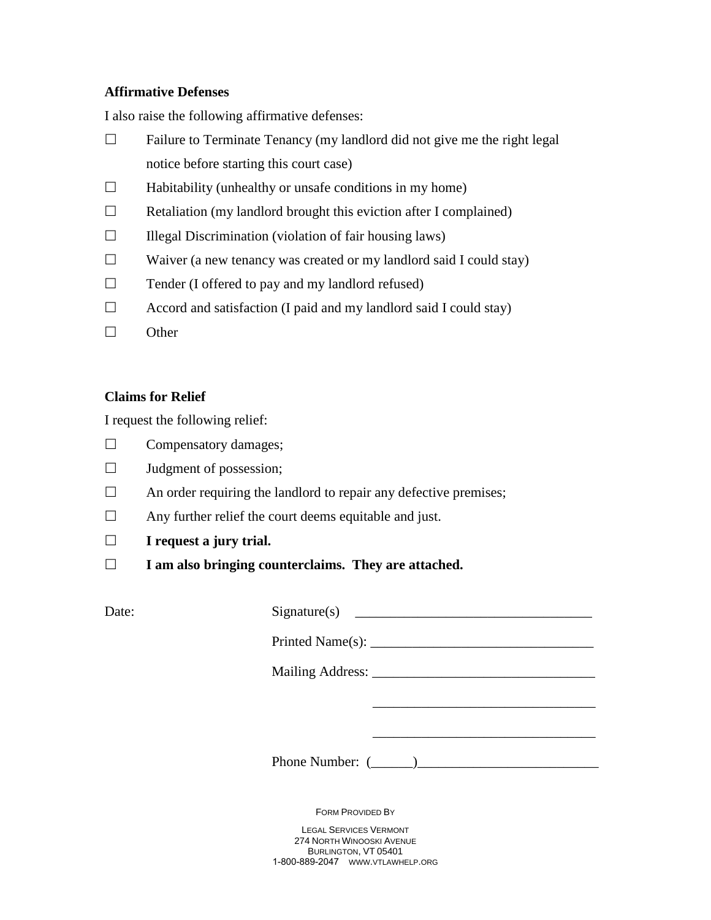**Affirmative Defenses**

I also raise the following affirmative defenses:

☐ Failure to Terminate Tenancy (my landlord did not give me the right legal notice before starting this court case)

☐ Habitability (unhealthy or unsafe conditions in my home)

☐ Retaliation (my landlord brought this eviction after I complained)

☐ Illegal Discrimination (violation of fair housing laws)

☐ Waiver (a new tenancy was created or my landlord said I could stay)

☐ Tender (I offered to pay and my landlord refused)

☐ Accord and satisfaction (I paid and my landlord said I could stay)

☐ Other

**Claims for Relief**

I request the following relief:

☐ Compensatory damages;

☐ Judgment of possession;

☐ An order requiring the landlord to repair any defective premises;

☐ Any further relief the court deems equitable and just.

☐ **I request a jury trial.**

☐ **I am also bringing counterclaims. They are attached.**

Date: Signature(s) ___________________________________

Printed Name(s): ________________________________

Mailing Address: ________________________________

________________________________

________________________________

Phone Number: (______)__________________________

FORM PROVIDED BY

LEGAL SERVICES VERMONT
274 NORTH WINOOSKI AVENUE
BURLINGTON, VT 05401
1-800-889-2047 WWW.VTLAWHELP.ORG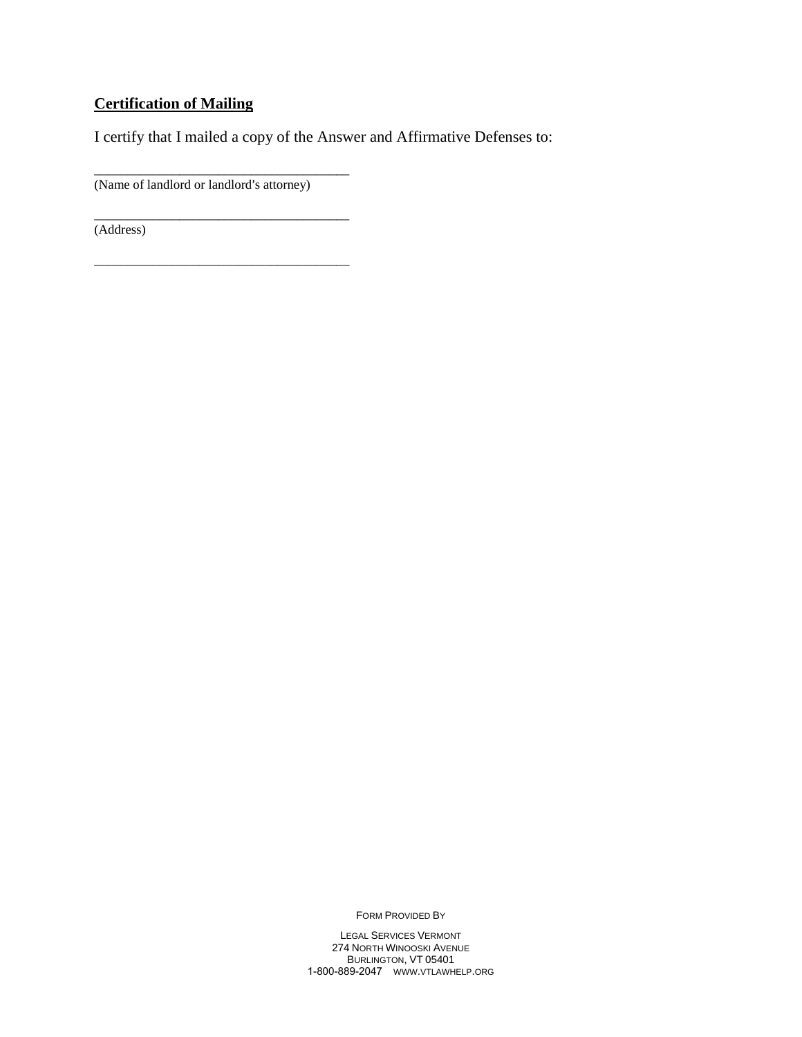**Certification of Mailing**

I certify that I mailed a copy of the Answer and Affirmative Defenses to:

_______________________________________
(Name of landlord or landlord's attorney)

_______________________________________
(Address)

_______________________________________

FORM PROVIDED BY

LEGAL SERVICES VERMONT
274 NORTH WINOOSKI AVENUE
BURLINGTON, VT 05401
1-800-889-2047 WWW.VTLAWHELP.ORG